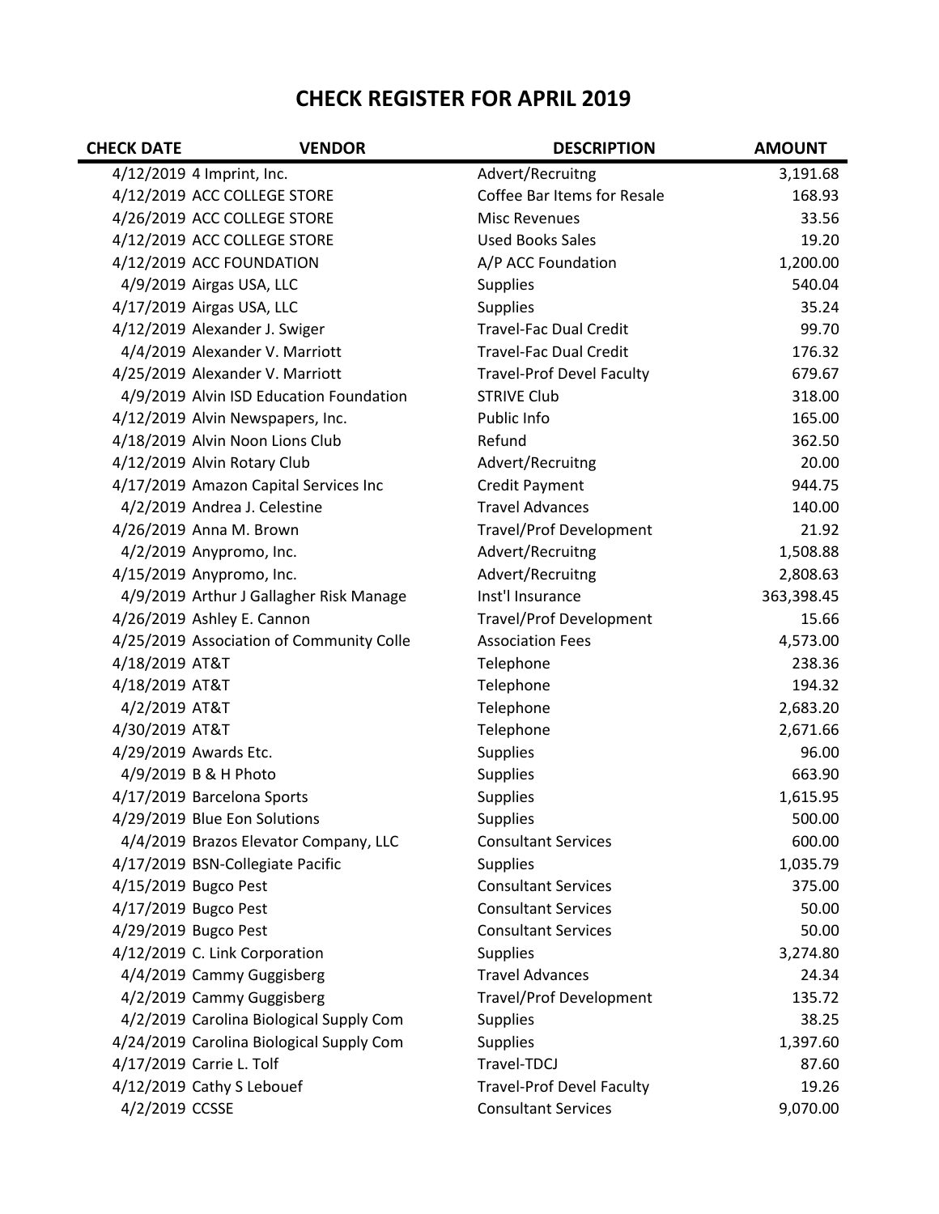# CHECK REGISTER FOR APRIL 2019

| CHECK DATE | VENDOR | DESCRIPTION | AMOUNT |
|---|---|---|---|
| 4/12/2019 | 4 Imprint, Inc. | Advert/Recruitng | 3,191.68 |
| 4/12/2019 | ACC COLLEGE STORE | Coffee Bar Items for Resale | 168.93 |
| 4/26/2019 | ACC COLLEGE STORE | Misc Revenues | 33.56 |
| 4/12/2019 | ACC COLLEGE STORE | Used Books Sales | 19.20 |
| 4/12/2019 | ACC FOUNDATION | A/P ACC Foundation | 1,200.00 |
| 4/9/2019 | Airgas USA, LLC | Supplies | 540.04 |
| 4/17/2019 | Airgas USA, LLC | Supplies | 35.24 |
| 4/12/2019 | Alexander J. Swiger | Travel-Fac Dual Credit | 99.70 |
| 4/4/2019 | Alexander V. Marriott | Travel-Fac Dual Credit | 176.32 |
| 4/25/2019 | Alexander V. Marriott | Travel-Prof Devel Faculty | 679.67 |
| 4/9/2019 | Alvin ISD Education Foundation | STRIVE Club | 318.00 |
| 4/12/2019 | Alvin Newspapers, Inc. | Public Info | 165.00 |
| 4/18/2019 | Alvin Noon Lions Club | Refund | 362.50 |
| 4/12/2019 | Alvin Rotary Club | Advert/Recruitng | 20.00 |
| 4/17/2019 | Amazon Capital Services Inc | Credit Payment | 944.75 |
| 4/2/2019 | Andrea J. Celestine | Travel Advances | 140.00 |
| 4/26/2019 | Anna M. Brown | Travel/Prof Development | 21.92 |
| 4/2/2019 | Anypromo, Inc. | Advert/Recruitng | 1,508.88 |
| 4/15/2019 | Anypromo, Inc. | Advert/Recruitng | 2,808.63 |
| 4/9/2019 | Arthur J Gallagher Risk Manage | Inst'l Insurance | 363,398.45 |
| 4/26/2019 | Ashley E. Cannon | Travel/Prof Development | 15.66 |
| 4/25/2019 | Association of Community Colle | Association Fees | 4,573.00 |
| 4/18/2019 | AT&T | Telephone | 238.36 |
| 4/18/2019 | AT&T | Telephone | 194.32 |
| 4/2/2019 | AT&T | Telephone | 2,683.20 |
| 4/30/2019 | AT&T | Telephone | 2,671.66 |
| 4/29/2019 | Awards Etc. | Supplies | 96.00 |
| 4/9/2019 | B & H Photo | Supplies | 663.90 |
| 4/17/2019 | Barcelona Sports | Supplies | 1,615.95 |
| 4/29/2019 | Blue Eon Solutions | Supplies | 500.00 |
| 4/4/2019 | Brazos Elevator Company, LLC | Consultant Services | 600.00 |
| 4/17/2019 | BSN-Collegiate Pacific | Supplies | 1,035.79 |
| 4/15/2019 | Bugco Pest | Consultant Services | 375.00 |
| 4/17/2019 | Bugco Pest | Consultant Services | 50.00 |
| 4/29/2019 | Bugco Pest | Consultant Services | 50.00 |
| 4/12/2019 | C. Link Corporation | Supplies | 3,274.80 |
| 4/4/2019 | Cammy Guggisberg | Travel Advances | 24.34 |
| 4/2/2019 | Cammy Guggisberg | Travel/Prof Development | 135.72 |
| 4/2/2019 | Carolina Biological Supply Com | Supplies | 38.25 |
| 4/24/2019 | Carolina Biological Supply Com | Supplies | 1,397.60 |
| 4/17/2019 | Carrie L. Tolf | Travel-TDCJ | 87.60 |
| 4/12/2019 | Cathy S Lebouef | Travel-Prof Devel Faculty | 19.26 |
| 4/2/2019 | CCSSE | Consultant Services | 9,070.00 |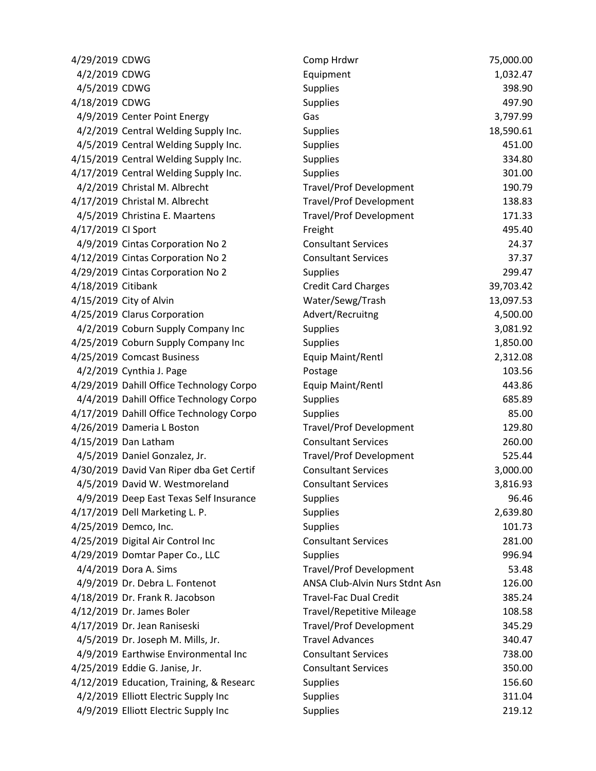| | | | |
|---|---|---|---|
| 4/29/2019 | CDWG | Comp Hrdwr | 75,000.00 |
| 4/2/2019 | CDWG | Equipment | 1,032.47 |
| 4/5/2019 | CDWG | Supplies | 398.90 |
| 4/18/2019 | CDWG | Supplies | 497.90 |
| 4/9/2019 | Center Point Energy | Gas | 3,797.99 |
| 4/2/2019 | Central Welding Supply Inc. | Supplies | 18,590.61 |
| 4/5/2019 | Central Welding Supply Inc. | Supplies | 451.00 |
| 4/15/2019 | Central Welding Supply Inc. | Supplies | 334.80 |
| 4/17/2019 | Central Welding Supply Inc. | Supplies | 301.00 |
| 4/2/2019 | Christal M. Albrecht | Travel/Prof Development | 190.79 |
| 4/17/2019 | Christal M. Albrecht | Travel/Prof Development | 138.83 |
| 4/5/2019 | Christina E. Maartens | Travel/Prof Development | 171.33 |
| 4/17/2019 | CI Sport | Freight | 495.40 |
| 4/9/2019 | Cintas Corporation No 2 | Consultant Services | 24.37 |
| 4/12/2019 | Cintas Corporation No 2 | Consultant Services | 37.37 |
| 4/29/2019 | Cintas Corporation No 2 | Supplies | 299.47 |
| 4/18/2019 | Citibank | Credit Card Charges | 39,703.42 |
| 4/15/2019 | City of Alvin | Water/Sewg/Trash | 13,097.53 |
| 4/25/2019 | Clarus Corporation | Advert/Recruitng | 4,500.00 |
| 4/2/2019 | Coburn Supply Company Inc | Supplies | 3,081.92 |
| 4/25/2019 | Coburn Supply Company Inc | Supplies | 1,850.00 |
| 4/25/2019 | Comcast Business | Equip Maint/Rentl | 2,312.08 |
| 4/2/2019 | Cynthia J. Page | Postage | 103.56 |
| 4/29/2019 | Dahill Office Technology Corpo | Equip Maint/Rentl | 443.86 |
| 4/4/2019 | Dahill Office Technology Corpo | Supplies | 685.89 |
| 4/17/2019 | Dahill Office Technology Corpo | Supplies | 85.00 |
| 4/26/2019 | Dameria L Boston | Travel/Prof Development | 129.80 |
| 4/15/2019 | Dan Latham | Consultant Services | 260.00 |
| 4/5/2019 | Daniel Gonzalez, Jr. | Travel/Prof Development | 525.44 |
| 4/30/2019 | David Van Riper dba Get Certif | Consultant Services | 3,000.00 |
| 4/5/2019 | David W. Westmoreland | Consultant Services | 3,816.93 |
| 4/9/2019 | Deep East Texas Self Insurance | Supplies | 96.46 |
| 4/17/2019 | Dell Marketing L. P. | Supplies | 2,639.80 |
| 4/25/2019 | Demco, Inc. | Supplies | 101.73 |
| 4/25/2019 | Digital Air Control Inc | Consultant Services | 281.00 |
| 4/29/2019 | Domtar Paper Co., LLC | Supplies | 996.94 |
| 4/4/2019 | Dora A. Sims | Travel/Prof Development | 53.48 |
| 4/9/2019 | Dr. Debra L. Fontenot | ANSA Club-Alvin Nurs Stdnt Asn | 126.00 |
| 4/18/2019 | Dr. Frank R. Jacobson | Travel-Fac Dual Credit | 385.24 |
| 4/12/2019 | Dr. James Boler | Travel/Repetitive Mileage | 108.58 |
| 4/17/2019 | Dr. Jean Raniseski | Travel/Prof Development | 345.29 |
| 4/5/2019 | Dr. Joseph M. Mills, Jr. | Travel Advances | 340.47 |
| 4/9/2019 | Earthwise Environmental Inc | Consultant Services | 738.00 |
| 4/25/2019 | Eddie G. Janise, Jr. | Consultant Services | 350.00 |
| 4/12/2019 | Education, Training, & Researc | Supplies | 156.60 |
| 4/2/2019 | Elliott Electric Supply Inc | Supplies | 311.04 |
| 4/9/2019 | Elliott Electric Supply Inc | Supplies | 219.12 |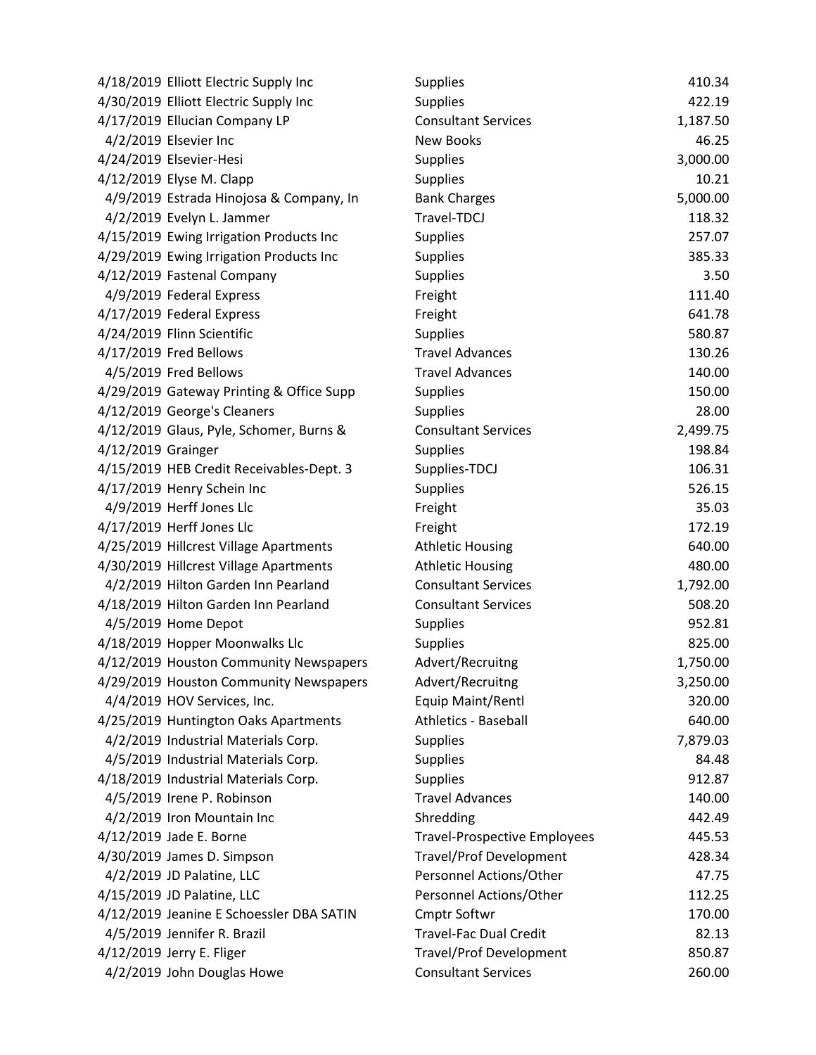| | | | |
|---|---|---|---|
| 4/18/2019 | Elliott Electric Supply Inc | Supplies | 410.34 |
| 4/30/2019 | Elliott Electric Supply Inc | Supplies | 422.19 |
| 4/17/2019 | Ellucian Company LP | Consultant Services | 1,187.50 |
| 4/2/2019 | Elsevier Inc | New Books | 46.25 |
| 4/24/2019 | Elsevier-Hesi | Supplies | 3,000.00 |
| 4/12/2019 | Elyse M. Clapp | Supplies | 10.21 |
| 4/9/2019 | Estrada Hinojosa & Company, In | Bank Charges | 5,000.00 |
| 4/2/2019 | Evelyn L. Jammer | Travel-TDCJ | 118.32 |
| 4/15/2019 | Ewing Irrigation Products Inc | Supplies | 257.07 |
| 4/29/2019 | Ewing Irrigation Products Inc | Supplies | 385.33 |
| 4/12/2019 | Fastenal Company | Supplies | 3.50 |
| 4/9/2019 | Federal Express | Freight | 111.40 |
| 4/17/2019 | Federal Express | Freight | 641.78 |
| 4/24/2019 | Flinn Scientific | Supplies | 580.87 |
| 4/17/2019 | Fred Bellows | Travel Advances | 130.26 |
| 4/5/2019 | Fred Bellows | Travel Advances | 140.00 |
| 4/29/2019 | Gateway Printing & Office Supp | Supplies | 150.00 |
| 4/12/2019 | George's Cleaners | Supplies | 28.00 |
| 4/12/2019 | Glaus, Pyle, Schomer, Burns & | Consultant Services | 2,499.75 |
| 4/12/2019 | Grainger | Supplies | 198.84 |
| 4/15/2019 | HEB Credit Receivables-Dept. 3 | Supplies-TDCJ | 106.31 |
| 4/17/2019 | Henry Schein Inc | Supplies | 526.15 |
| 4/9/2019 | Herff Jones Llc | Freight | 35.03 |
| 4/17/2019 | Herff Jones Llc | Freight | 172.19 |
| 4/25/2019 | Hillcrest Village Apartments | Athletic Housing | 640.00 |
| 4/30/2019 | Hillcrest Village Apartments | Athletic Housing | 480.00 |
| 4/2/2019 | Hilton Garden Inn Pearland | Consultant Services | 1,792.00 |
| 4/18/2019 | Hilton Garden Inn Pearland | Consultant Services | 508.20 |
| 4/5/2019 | Home Depot | Supplies | 952.81 |
| 4/18/2019 | Hopper Moonwalks Llc | Supplies | 825.00 |
| 4/12/2019 | Houston Community Newspapers | Advert/Recruitng | 1,750.00 |
| 4/29/2019 | Houston Community Newspapers | Advert/Recruitng | 3,250.00 |
| 4/4/2019 | HOV Services, Inc. | Equip Maint/Rentl | 320.00 |
| 4/25/2019 | Huntington Oaks Apartments | Athletics - Baseball | 640.00 |
| 4/2/2019 | Industrial Materials Corp. | Supplies | 7,879.03 |
| 4/5/2019 | Industrial Materials Corp. | Supplies | 84.48 |
| 4/18/2019 | Industrial Materials Corp. | Supplies | 912.87 |
| 4/5/2019 | Irene P. Robinson | Travel Advances | 140.00 |
| 4/2/2019 | Iron Mountain Inc | Shredding | 442.49 |
| 4/12/2019 | Jade E. Borne | Travel-Prospective Employees | 445.53 |
| 4/30/2019 | James D. Simpson | Travel/Prof Development | 428.34 |
| 4/2/2019 | JD Palatine, LLC | Personnel Actions/Other | 47.75 |
| 4/15/2019 | JD Palatine, LLC | Personnel Actions/Other | 112.25 |
| 4/12/2019 | Jeanine E Schoessler DBA SATIN | Cmptr Softwr | 170.00 |
| 4/5/2019 | Jennifer R. Brazil | Travel-Fac Dual Credit | 82.13 |
| 4/12/2019 | Jerry E. Fliger | Travel/Prof Development | 850.87 |
| 4/2/2019 | John Douglas Howe | Consultant Services | 260.00 |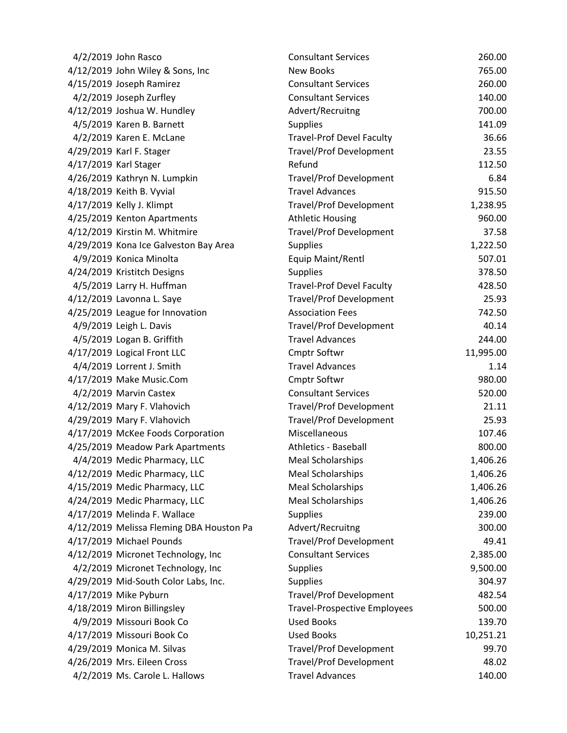| | | | |
|---|---|---|---|
| 4/2/2019 | John Rasco | Consultant Services | 260.00 |
| 4/12/2019 | John Wiley & Sons, Inc | New Books | 765.00 |
| 4/15/2019 | Joseph Ramirez | Consultant Services | 260.00 |
| 4/2/2019 | Joseph Zurfley | Consultant Services | 140.00 |
| 4/12/2019 | Joshua W. Hundley | Advert/Recruitng | 700.00 |
| 4/5/2019 | Karen B. Barnett | Supplies | 141.09 |
| 4/2/2019 | Karen E. McLane | Travel-Prof Devel Faculty | 36.66 |
| 4/29/2019 | Karl F. Stager | Travel/Prof Development | 23.55 |
| 4/17/2019 | Karl Stager | Refund | 112.50 |
| 4/26/2019 | Kathryn N. Lumpkin | Travel/Prof Development | 6.84 |
| 4/18/2019 | Keith B. Vyvial | Travel Advances | 915.50 |
| 4/17/2019 | Kelly J. Klimpt | Travel/Prof Development | 1,238.95 |
| 4/25/2019 | Kenton Apartments | Athletic Housing | 960.00 |
| 4/12/2019 | Kirstin M. Whitmire | Travel/Prof Development | 37.58 |
| 4/29/2019 | Kona Ice Galveston Bay Area | Supplies | 1,222.50 |
| 4/9/2019 | Konica Minolta | Equip Maint/Rentl | 507.01 |
| 4/24/2019 | Kristitch Designs | Supplies | 378.50 |
| 4/5/2019 | Larry H. Huffman | Travel-Prof Devel Faculty | 428.50 |
| 4/12/2019 | Lavonna L. Saye | Travel/Prof Development | 25.93 |
| 4/25/2019 | League for Innovation | Association Fees | 742.50 |
| 4/9/2019 | Leigh L. Davis | Travel/Prof Development | 40.14 |
| 4/5/2019 | Logan B. Griffith | Travel Advances | 244.00 |
| 4/17/2019 | Logical Front LLC | Cmptr Softwr | 11,995.00 |
| 4/4/2019 | Lorrent J. Smith | Travel Advances | 1.14 |
| 4/17/2019 | Make Music.Com | Cmptr Softwr | 980.00 |
| 4/2/2019 | Marvin Castex | Consultant Services | 520.00 |
| 4/12/2019 | Mary F. Vlahovich | Travel/Prof Development | 21.11 |
| 4/29/2019 | Mary F. Vlahovich | Travel/Prof Development | 25.93 |
| 4/17/2019 | McKee Foods Corporation | Miscellaneous | 107.46 |
| 4/25/2019 | Meadow Park Apartments | Athletics - Baseball | 800.00 |
| 4/4/2019 | Medic Pharmacy, LLC | Meal Scholarships | 1,406.26 |
| 4/12/2019 | Medic Pharmacy, LLC | Meal Scholarships | 1,406.26 |
| 4/15/2019 | Medic Pharmacy, LLC | Meal Scholarships | 1,406.26 |
| 4/24/2019 | Medic Pharmacy, LLC | Meal Scholarships | 1,406.26 |
| 4/17/2019 | Melinda F. Wallace | Supplies | 239.00 |
| 4/12/2019 | Melissa Fleming DBA Houston Pa | Advert/Recruitng | 300.00 |
| 4/17/2019 | Michael Pounds | Travel/Prof Development | 49.41 |
| 4/12/2019 | Micronet Technology, Inc | Consultant Services | 2,385.00 |
| 4/2/2019 | Micronet Technology, Inc | Supplies | 9,500.00 |
| 4/29/2019 | Mid-South Color Labs, Inc. | Supplies | 304.97 |
| 4/17/2019 | Mike Pyburn | Travel/Prof Development | 482.54 |
| 4/18/2019 | Miron Billingsley | Travel-Prospective Employees | 500.00 |
| 4/9/2019 | Missouri Book Co | Used Books | 139.70 |
| 4/17/2019 | Missouri Book Co | Used Books | 10,251.21 |
| 4/29/2019 | Monica M. Silvas | Travel/Prof Development | 99.70 |
| 4/26/2019 | Mrs. Eileen Cross | Travel/Prof Development | 48.02 |
| 4/2/2019 | Ms. Carole L. Hallows | Travel Advances | 140.00 |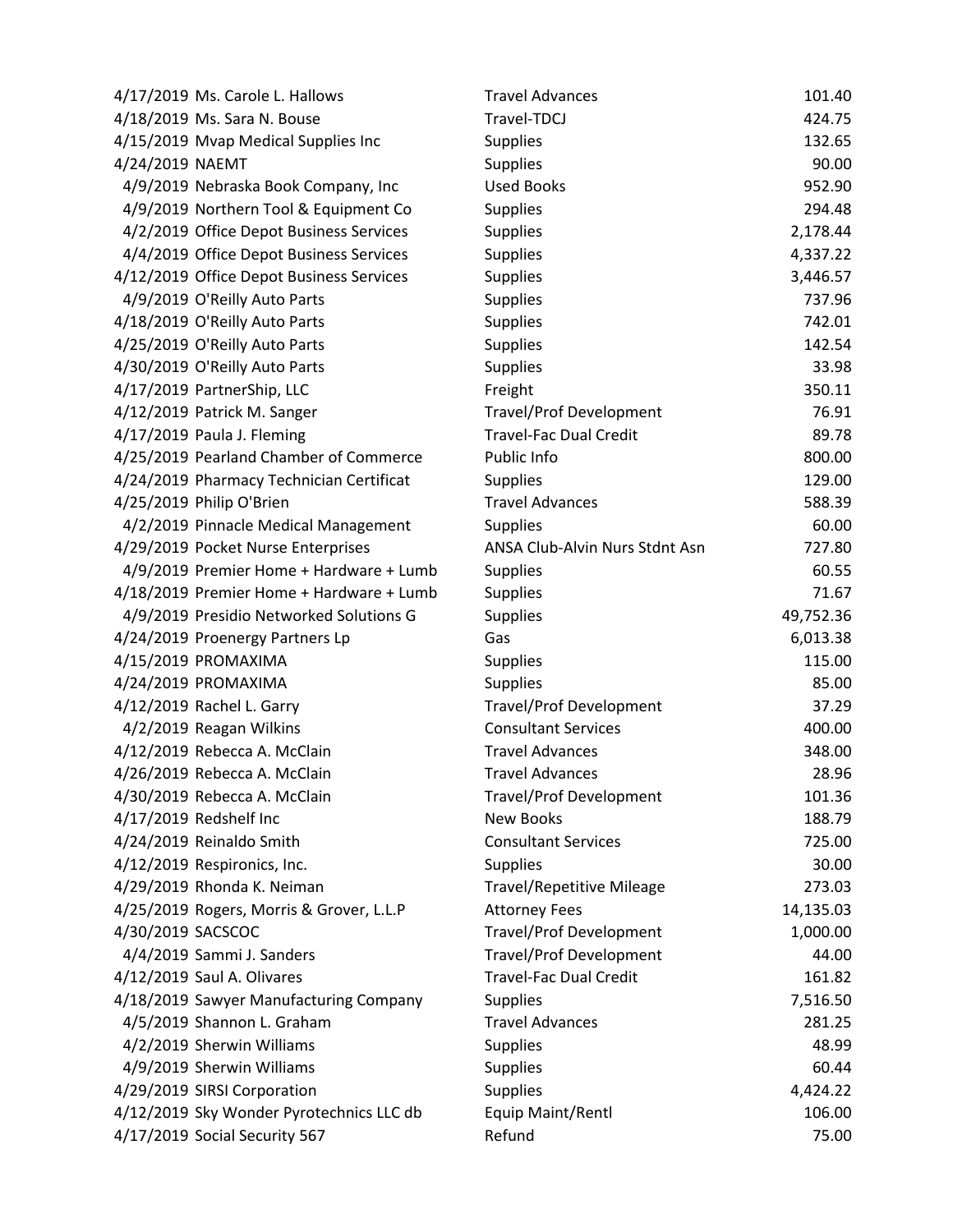| | | | |
|---|---|---|---|
| 4/17/2019 | Ms. Carole L. Hallows | Travel Advances | 101.40 |
| 4/18/2019 | Ms. Sara N. Bouse | Travel-TDCJ | 424.75 |
| 4/15/2019 | Mvap Medical Supplies Inc | Supplies | 132.65 |
| 4/24/2019 | NAEMT | Supplies | 90.00 |
| 4/9/2019 | Nebraska Book Company, Inc | Used Books | 952.90 |
| 4/9/2019 | Northern Tool & Equipment Co | Supplies | 294.48 |
| 4/2/2019 | Office Depot Business Services | Supplies | 2,178.44 |
| 4/4/2019 | Office Depot Business Services | Supplies | 4,337.22 |
| 4/12/2019 | Office Depot Business Services | Supplies | 3,446.57 |
| 4/9/2019 | O'Reilly Auto Parts | Supplies | 737.96 |
| 4/18/2019 | O'Reilly Auto Parts | Supplies | 742.01 |
| 4/25/2019 | O'Reilly Auto Parts | Supplies | 142.54 |
| 4/30/2019 | O'Reilly Auto Parts | Supplies | 33.98 |
| 4/17/2019 | PartnerShip, LLC | Freight | 350.11 |
| 4/12/2019 | Patrick M. Sanger | Travel/Prof Development | 76.91 |
| 4/17/2019 | Paula J. Fleming | Travel-Fac Dual Credit | 89.78 |
| 4/25/2019 | Pearland Chamber of Commerce | Public Info | 800.00 |
| 4/24/2019 | Pharmacy Technician Certificat | Supplies | 129.00 |
| 4/25/2019 | Philip O'Brien | Travel Advances | 588.39 |
| 4/2/2019 | Pinnacle Medical Management | Supplies | 60.00 |
| 4/29/2019 | Pocket Nurse Enterprises | ANSA Club-Alvin Nurs Stdnt Asn | 727.80 |
| 4/9/2019 | Premier Home + Hardware + Lumb | Supplies | 60.55 |
| 4/18/2019 | Premier Home + Hardware + Lumb | Supplies | 71.67 |
| 4/9/2019 | Presidio Networked Solutions G | Supplies | 49,752.36 |
| 4/24/2019 | Proenergy Partners Lp | Gas | 6,013.38 |
| 4/15/2019 | PROMAXIMA | Supplies | 115.00 |
| 4/24/2019 | PROMAXIMA | Supplies | 85.00 |
| 4/12/2019 | Rachel L. Garry | Travel/Prof Development | 37.29 |
| 4/2/2019 | Reagan Wilkins | Consultant Services | 400.00 |
| 4/12/2019 | Rebecca A. McClain | Travel Advances | 348.00 |
| 4/26/2019 | Rebecca A. McClain | Travel Advances | 28.96 |
| 4/30/2019 | Rebecca A. McClain | Travel/Prof Development | 101.36 |
| 4/17/2019 | Redshelf Inc | New Books | 188.79 |
| 4/24/2019 | Reinaldo Smith | Consultant Services | 725.00 |
| 4/12/2019 | Respironics, Inc. | Supplies | 30.00 |
| 4/29/2019 | Rhonda K. Neiman | Travel/Repetitive Mileage | 273.03 |
| 4/25/2019 | Rogers, Morris & Grover, L.L.P | Attorney Fees | 14,135.03 |
| 4/30/2019 | SACSCOC | Travel/Prof Development | 1,000.00 |
| 4/4/2019 | Sammi J. Sanders | Travel/Prof Development | 44.00 |
| 4/12/2019 | Saul A. Olivares | Travel-Fac Dual Credit | 161.82 |
| 4/18/2019 | Sawyer Manufacturing Company | Supplies | 7,516.50 |
| 4/5/2019 | Shannon L. Graham | Travel Advances | 281.25 |
| 4/2/2019 | Sherwin Williams | Supplies | 48.99 |
| 4/9/2019 | Sherwin Williams | Supplies | 60.44 |
| 4/29/2019 | SIRSI Corporation | Supplies | 4,424.22 |
| 4/12/2019 | Sky Wonder Pyrotechnics LLC db | Equip Maint/Rentl | 106.00 |
| 4/17/2019 | Social Security 567 | Refund | 75.00 |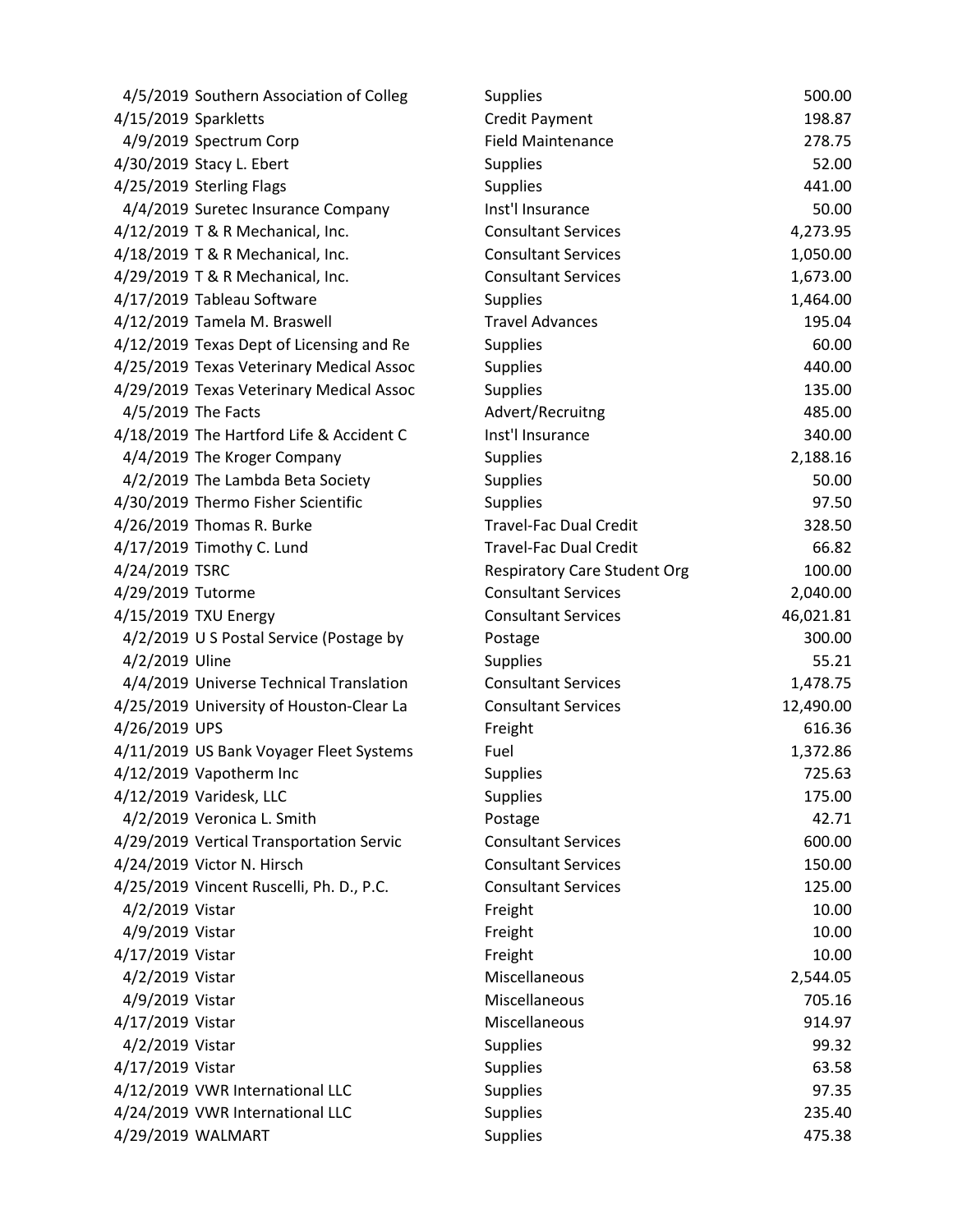| | | | |
|---|---|---|---|
| 4/5/2019 | Southern Association of Colleg | Supplies | 500.00 |
| 4/15/2019 | Sparkletts | Credit Payment | 198.87 |
| 4/9/2019 | Spectrum Corp | Field Maintenance | 278.75 |
| 4/30/2019 | Stacy L. Ebert | Supplies | 52.00 |
| 4/25/2019 | Sterling Flags | Supplies | 441.00 |
| 4/4/2019 | Suretec Insurance Company | Inst'l Insurance | 50.00 |
| 4/12/2019 | T & R Mechanical, Inc. | Consultant Services | 4,273.95 |
| 4/18/2019 | T & R Mechanical, Inc. | Consultant Services | 1,050.00 |
| 4/29/2019 | T & R Mechanical, Inc. | Consultant Services | 1,673.00 |
| 4/17/2019 | Tableau Software | Supplies | 1,464.00 |
| 4/12/2019 | Tamela M. Braswell | Travel Advances | 195.04 |
| 4/12/2019 | Texas Dept of Licensing and Re | Supplies | 60.00 |
| 4/25/2019 | Texas Veterinary Medical Assoc | Supplies | 440.00 |
| 4/29/2019 | Texas Veterinary Medical Assoc | Supplies | 135.00 |
| 4/5/2019 | The Facts | Advert/Recruitng | 485.00 |
| 4/18/2019 | The Hartford Life & Accident C | Inst'l Insurance | 340.00 |
| 4/4/2019 | The Kroger Company | Supplies | 2,188.16 |
| 4/2/2019 | The Lambda Beta Society | Supplies | 50.00 |
| 4/30/2019 | Thermo Fisher Scientific | Supplies | 97.50 |
| 4/26/2019 | Thomas R. Burke | Travel-Fac Dual Credit | 328.50 |
| 4/17/2019 | Timothy C. Lund | Travel-Fac Dual Credit | 66.82 |
| 4/24/2019 | TSRC | Respiratory Care Student Org | 100.00 |
| 4/29/2019 | Tutorme | Consultant Services | 2,040.00 |
| 4/15/2019 | TXU Energy | Consultant Services | 46,021.81 |
| 4/2/2019 | U S Postal Service (Postage by | Postage | 300.00 |
| 4/2/2019 | Uline | Supplies | 55.21 |
| 4/4/2019 | Universe Technical Translation | Consultant Services | 1,478.75 |
| 4/25/2019 | University of Houston-Clear La | Consultant Services | 12,490.00 |
| 4/26/2019 | UPS | Freight | 616.36 |
| 4/11/2019 | US Bank Voyager Fleet Systems | Fuel | 1,372.86 |
| 4/12/2019 | Vapotherm Inc | Supplies | 725.63 |
| 4/12/2019 | Varidesk, LLC | Supplies | 175.00 |
| 4/2/2019 | Veronica L. Smith | Postage | 42.71 |
| 4/29/2019 | Vertical Transportation Servic | Consultant Services | 600.00 |
| 4/24/2019 | Victor N. Hirsch | Consultant Services | 150.00 |
| 4/25/2019 | Vincent Ruscelli, Ph. D., P.C. | Consultant Services | 125.00 |
| 4/2/2019 | Vistar | Freight | 10.00 |
| 4/9/2019 | Vistar | Freight | 10.00 |
| 4/17/2019 | Vistar | Freight | 10.00 |
| 4/2/2019 | Vistar | Miscellaneous | 2,544.05 |
| 4/9/2019 | Vistar | Miscellaneous | 705.16 |
| 4/17/2019 | Vistar | Miscellaneous | 914.97 |
| 4/2/2019 | Vistar | Supplies | 99.32 |
| 4/17/2019 | Vistar | Supplies | 63.58 |
| 4/12/2019 | VWR International LLC | Supplies | 97.35 |
| 4/24/2019 | VWR International LLC | Supplies | 235.40 |
| 4/29/2019 | WALMART | Supplies | 475.38 |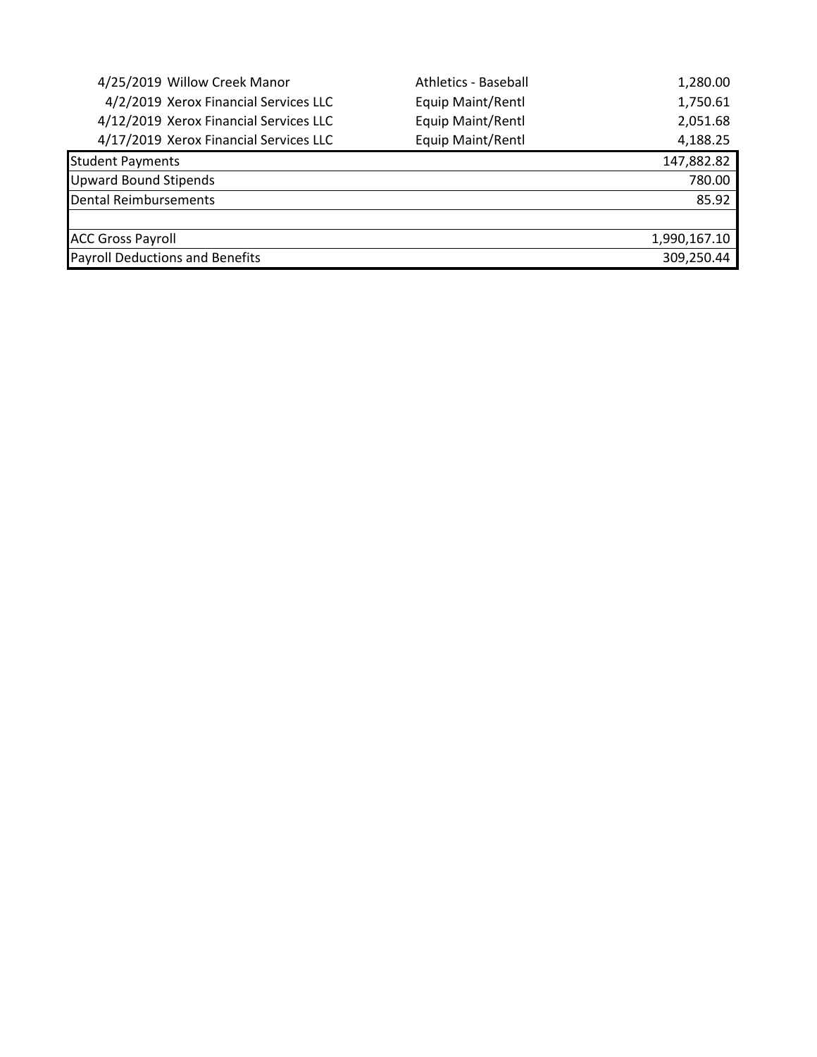| | | | |
|---|---|---|---|
| 4/25/2019 | Willow Creek Manor | Athletics - Baseball | 1,280.00 |
| 4/2/2019 | Xerox Financial Services LLC | Equip Maint/Rentl | 1,750.61 |
| 4/12/2019 | Xerox Financial Services LLC | Equip Maint/Rentl | 2,051.68 |
| 4/17/2019 | Xerox Financial Services LLC | Equip Maint/Rentl | 4,188.25 |
| Student Payments | | | 147,882.82 |
| Upward Bound Stipends | | | 780.00 |
| Dental Reimbursements | | | 85.92 |
| | | | |
| ACC Gross Payroll | | | 1,990,167.10 |
| Payroll Deductions and Benefits | | | 309,250.44 |